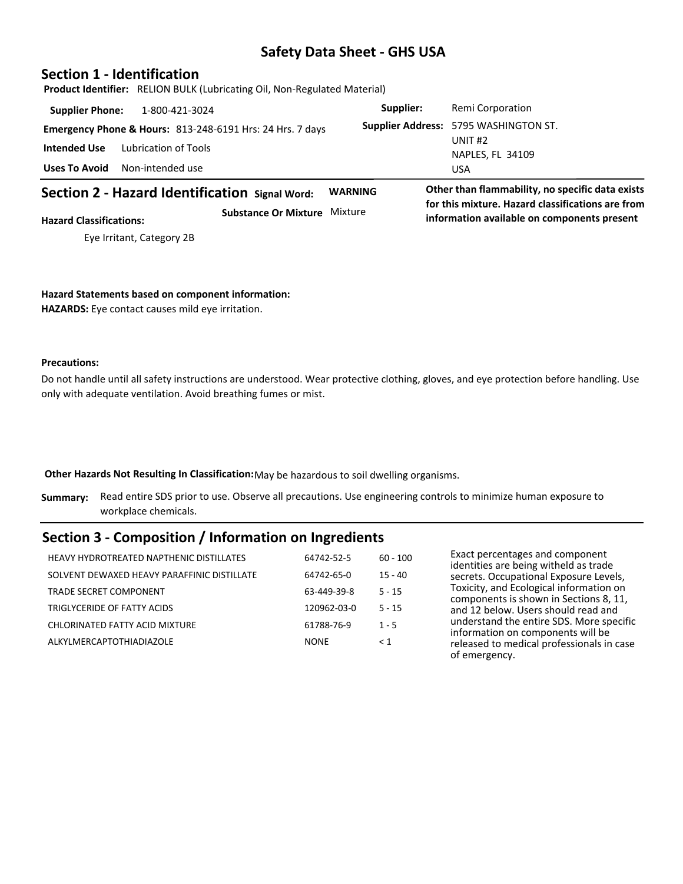# Safety Data Sheet - GHS USA

## Section 1 - Identification

**Product Identifier:** RELION BULK (Lubricating Oil, Non-Regulated Material)

**Supplier Phone:** 1-800-421-3024

**Emergency Phone & Hours:** 813-248-6191 Hrs: 24 Hrs. 7 days

**Intended Use** Lubrication of Tools

**Uses To Avoid** Non-intended use

**Supplier:** Remi Corporation

**Supplier Address:** 5795 WASHINGTON ST.
UNIT #2
NAPLES, FL 34109
USA

## Section 2 - Hazard Identification

**Signal Word:** WARNING

**Substance Or Mixture** Mixture

**Other than flammability, no specific data exists for this mixture. Hazard classifications are from information available on components present**

**Hazard Classifications:**

Eye Irritant, Category 2B

**Hazard Statements based on component information:**

**HAZARDS:** Eye contact causes mild eye irritation.

**Precautions:**

Do not handle until all safety instructions are understood. Wear protective clothing, gloves, and eye protection before handling. Use only with adequate ventilation. Avoid breathing fumes or mist.

**Other Hazards Not Resulting In Classification:** May be hazardous to soil dwelling organisms.

**Summary:** Read entire SDS prior to use. Observe all precautions. Use engineering controls to minimize human exposure to workplace chemicals.

## Section 3 - Composition / Information on Ingredients

| Component | CAS | % |
|---|---|---|
| HEAVY HYDROTREATED NAPTHENIC DISTILLATES | 64742-52-5 | 60 - 100 |
| SOLVENT DEWAXED HEAVY PARAFFINIC DISTILLATE | 64742-65-0 | 15 - 40 |
| TRADE SECRET COMPONENT | 63-449-39-8 | 5 - 15 |
| TRIGLYCERIDE OF FATTY ACIDS | 120962-03-0 | 5 - 15 |
| CHLORINATED FATTY ACID MIXTURE | 61788-76-9 | 1 - 5 |
| ALKYLMERCAPTOTHIADIAZOLE | NONE | < 1 |

Exact percentages and component identities are being witheld as trade secrets. Occupational Exposure Levels, Toxicity, and Ecological information on components is shown in Sections 8, 11, and 12 below. Users should read and understand the entire SDS. More specific information on components will be released to medical professionals in case of emergency.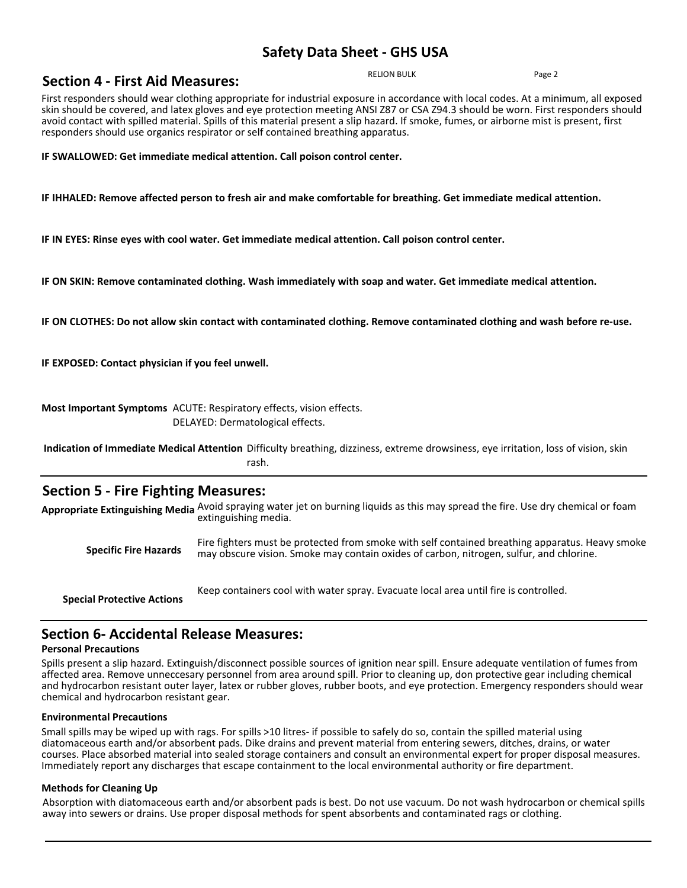## Section 4 - First Aid Measures:

First responders should wear clothing appropriate for industrial exposure in accordance with local codes. At a minimum, all exposed skin should be covered, and latex gloves and eye protection meeting ANSI Z87 or CSA Z94.3 should be worn. First responders should avoid contact with spilled material. Spills of this material present a slip hazard. If smoke, fumes, or airborne mist is present, first responders should use organics respirator or self contained breathing apparatus.

**IF SWALLOWED: Get immediate medical attention. Call poison control center.**

**IF IHHALED: Remove affected person to fresh air and make comfortable for breathing. Get immediate medical attention.**

**IF IN EYES: Rinse eyes with cool water. Get immediate medical attention. Call poison control center.**

**IF ON SKIN: Remove contaminated clothing. Wash immediately with soap and water. Get immediate medical attention.**

**IF ON CLOTHES: Do not allow skin contact with contaminated clothing. Remove contaminated clothing and wash before re-use.**

**IF EXPOSED: Contact physician if you feel unwell.**

**Most Important Symptoms** ACUTE: Respiratory effects, vision effects.
DELAYED: Dermatological effects.

**Indication of Immediate Medical Attention** Difficulty breathing, dizziness, extreme drowsiness, eye irritation, loss of vision, skin rash.

## Section 5 - Fire Fighting Measures:

**Appropriate Extinguishing Media** Avoid spraying water jet on burning liquids as this may spread the fire. Use dry chemical or foam extinguishing media.

**Specific Fire Hazards** Fire fighters must be protected from smoke with self contained breathing apparatus. Heavy smoke may obscure vision. Smoke may contain oxides of carbon, nitrogen, sulfur, and chlorine.

**Special Protective Actions** Keep containers cool with water spray. Evacuate local area until fire is controlled.

## Section 6- Accidental Release Measures:

**Personal Precautions**

Spills present a slip hazard. Extinguish/disconnect possible sources of ignition near spill. Ensure adequate ventilation of fumes from affected area. Remove unneccesary personnel from area around spill. Prior to cleaning up, don protective gear including chemical and hydrocarbon resistant outer layer, latex or rubber gloves, rubber boots, and eye protection. Emergency responders should wear chemical and hydrocarbon resistant gear.

**Environmental Precautions**

Small spills may be wiped up with rags. For spills >10 litres- if possible to safely do so, contain the spilled material using diatomaceous earth and/or absorbent pads. Dike drains and prevent material from entering sewers, ditches, drains, or water courses. Place absorbed material into sealed storage containers and consult an environmental expert for proper disposal measures. Immediately report any discharges that escape containment to the local environmental authority or fire department.

**Methods for Cleaning Up**

Absorption with diatomaceous earth and/or absorbent pads is best. Do not use vacuum. Do not wash hydrocarbon or chemical spills away into sewers or drains. Use proper disposal methods for spent absorbents and contaminated rags or clothing.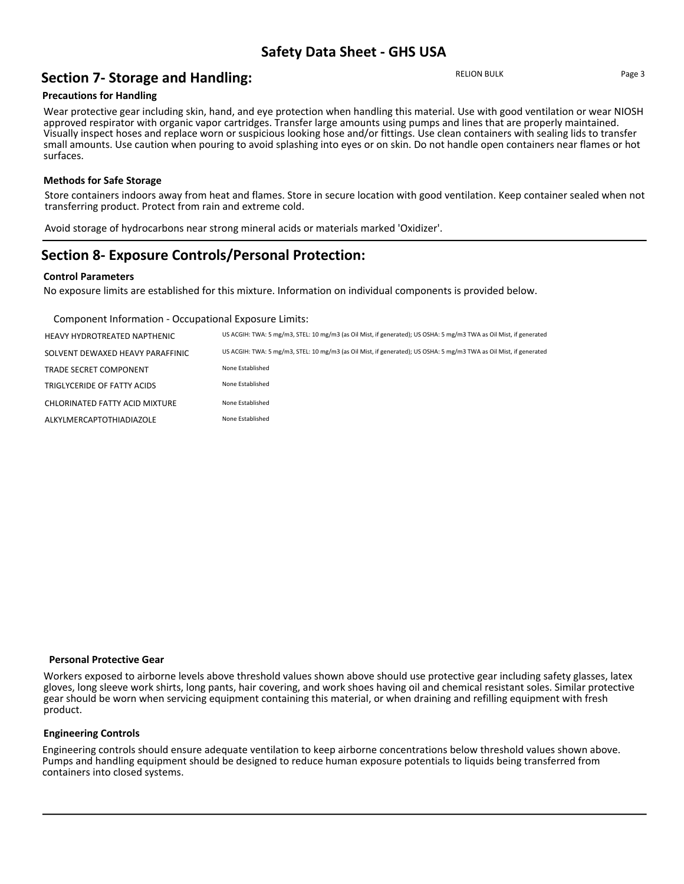## Section 7- Storage and Handling:

### Precautions for Handling

Wear protective gear including skin, hand, and eye protection when handling this material. Use with good ventilation or wear NIOSH approved respirator with organic vapor cartridges. Transfer large amounts using pumps and lines that are properly maintained. Visually inspect hoses and replace worn or suspicious looking hose and/or fittings. Use clean containers with sealing lids to transfer small amounts. Use caution when pouring to avoid splashing into eyes or on skin. Do not handle open containers near flames or hot surfaces.

### Methods for Safe Storage

Store containers indoors away from heat and flames. Store in secure location with good ventilation. Keep container sealed when not transferring product. Protect from rain and extreme cold.

Avoid storage of hydrocarbons near strong mineral acids or materials marked 'Oxidizer'.

## Section 8- Exposure Controls/Personal Protection:

### Control Parameters

No exposure limits are established for this mixture. Information on individual components is provided below.

Component Information - Occupational Exposure Limits:

| Component | Occupational Exposure Limits |
|---|---|
| HEAVY HYDROTREATED NAPTHENIC | US ACGIH: TWA: 5 mg/m3, STEL: 10 mg/m3 (as Oil Mist, if generated); US OSHA: 5 mg/m3 TWA as Oil Mist, if generated |
| SOLVENT DEWAXED HEAVY PARAFFINIC | US ACGIH: TWA: 5 mg/m3, STEL: 10 mg/m3 (as Oil Mist, if generated); US OSHA: 5 mg/m3 TWA as Oil Mist, if generated |
| TRADE SECRET COMPONENT | None Established |
| TRIGLYCERIDE OF FATTY ACIDS | None Established |
| CHLORINATED FATTY ACID MIXTURE | None Established |
| ALKYLMERCAPTOTHIADIAZOLE | None Established |

### Personal Protective Gear

Workers exposed to airborne levels above threshold values shown above should use protective gear including safety glasses, latex gloves, long sleeve work shirts, long pants, hair covering, and work shoes having oil and chemical resistant soles. Similar protective gear should be worn when servicing equipment containing this material, or when draining and refilling equipment with fresh product.

### Engineering Controls

Engineering controls should ensure adequate ventilation to keep airborne concentrations below threshold values shown above. Pumps and handling equipment should be designed to reduce human exposure potentials to liquids being transferred from containers into closed systems.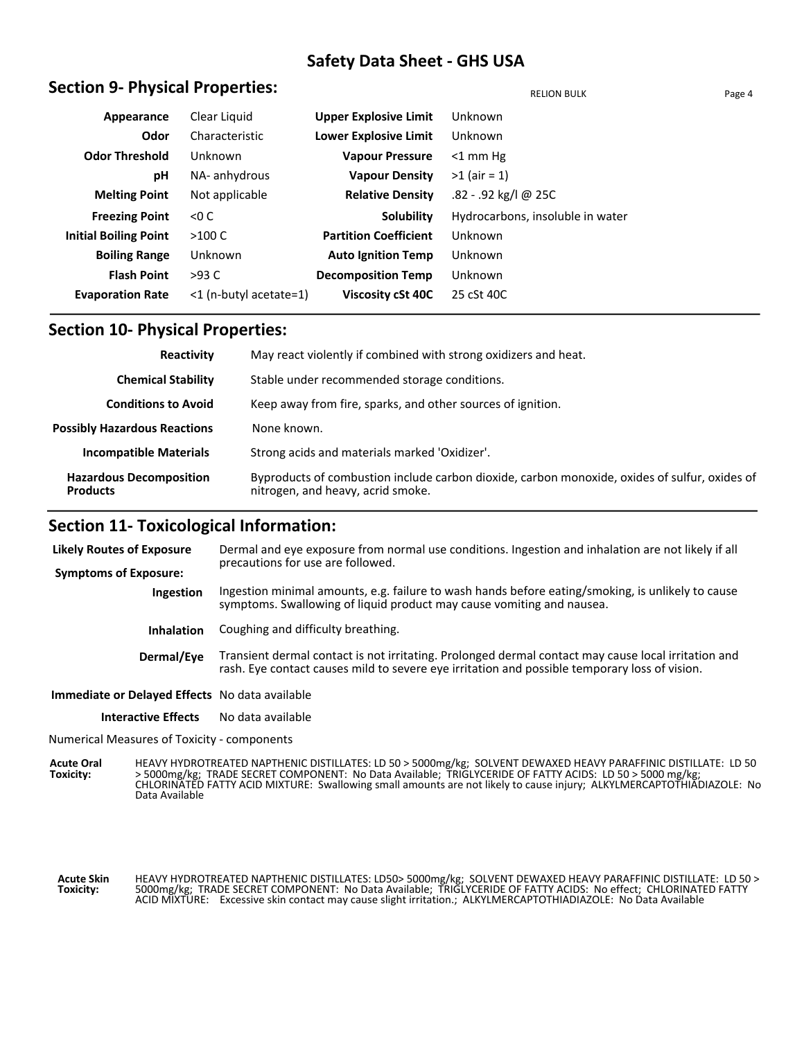# Safety Data Sheet - GHS USA

## Section 9- Physical Properties:

RELION BULK

| | | | |
|---|---|---|---|
| **Appearance** | Clear Liquid | **Upper Explosive Limit** | Unknown |
| **Odor** | Characteristic | **Lower Explosive Limit** | Unknown |
| **Odor Threshold** | Unknown | **Vapour Pressure** | <1 mm Hg |
| **pH** | NA- anhydrous | **Vapour Density** | >1 (air = 1) |
| **Melting Point** | Not applicable | **Relative Density** | .82 - .92 kg/l @ 25C |
| **Freezing Point** | <0 C | **Solubility** | Hydrocarbons, insoluble in water |
| **Initial Boiling Point** | >100 C | **Partition Coefficient** | Unknown |
| **Boiling Range** | Unknown | **Auto Ignition Temp** | Unknown |
| **Flash Point** | >93 C | **Decomposition Temp** | Unknown |
| **Evaporation Rate** | <1 (n-butyl acetate=1) | **Viscosity cSt 40C** | 25 cSt 40C |

## Section 10- Physical Properties:

| | |
|---|---|
| **Reactivity** | May react violently if combined with strong oxidizers and heat. |
| **Chemical Stability** | Stable under recommended storage conditions. |
| **Conditions to Avoid** | Keep away from fire, sparks, and other sources of ignition. |
| **Possibly Hazardous Reactions** | None known. |
| **Incompatible Materials** | Strong acids and materials marked 'Oxidizer'. |
| **Hazardous Decomposition Products** | Byproducts of combustion include carbon dioxide, carbon monoxide, oxides of sulfur, oxides of nitrogen, and heavy, acrid smoke. |

## Section 11- Toxicological Information:

**Likely Routes of Exposure** Dermal and eye exposure from normal use conditions. Ingestion and inhalation are not likely if all precautions for use are followed.

**Symptoms of Exposure:**

**Ingestion** Ingestion minimal amounts, e.g. failure to wash hands before eating/smoking, is unlikely to cause symptoms. Swallowing of liquid product may cause vomiting and nausea.

**Inhalation** Coughing and difficulty breathing.

**Dermal/Eye** Transient dermal contact is not irritating. Prolonged dermal contact may cause local irritation and rash. Eye contact causes mild to severe eye irritation and possible temporary loss of vision.

**Immediate or Delayed Effects** No data available

**Interactive Effects** No data available

Numerical Measures of Toxicity - components

**Acute Oral Toxicity:** HEAVY HYDROTREATED NAPTHENIC DISTILLATES: LD 50 > 5000mg/kg; SOLVENT DEWAXED HEAVY PARAFFINIC DISTILLATE: LD 50 > 5000mg/kg; TRADE SECRET COMPONENT: No Data Available; TRIGLYCERIDE OF FATTY ACIDS: LD 50 > 5000 mg/kg; CHLORINATED FATTY ACID MIXTURE: Swallowing small amounts are not likely to cause injury; ALKYLMERCAPTOTHIADIAZOLE: No Data Available

**Acute Skin Toxicity:** HEAVY HYDROTREATED NAPTHENIC DISTILLATES: LD50> 5000mg/kg; SOLVENT DEWAXED HEAVY PARAFFINIC DISTILLATE: LD 50 > 5000mg/kg; TRADE SECRET COMPONENT: No Data Available; TRIGLYCERIDE OF FATTY ACIDS: No effect; CHLORINATED FATTY ACID MIXTURE: Excessive skin contact may cause slight irritation.; ALKYLMERCAPTOTHIADIAZOLE: No Data Available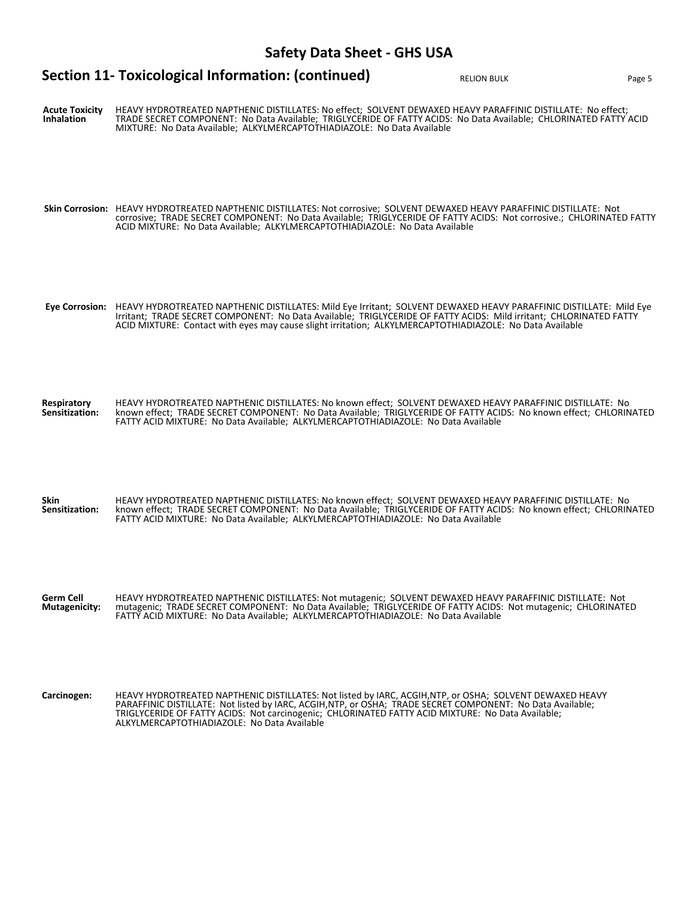## Section 11- Toxicological Information: (continued)

**Acute Toxicity Inhalation** HEAVY HYDROTREATED NAPTHENIC DISTILLATES: No effect; SOLVENT DEWAXED HEAVY PARAFFINIC DISTILLATE: No effect; TRADE SECRET COMPONENT: No Data Available; TRIGLYCERIDE OF FATTY ACIDS: No Data Available; CHLORINATED FATTY ACID MIXTURE: No Data Available; ALKYLMERCAPTOTHIADIAZOLE: No Data Available

**Skin Corrosion:** HEAVY HYDROTREATED NAPTHENIC DISTILLATES: Not corrosive; SOLVENT DEWAXED HEAVY PARAFFINIC DISTILLATE: Not corrosive; TRADE SECRET COMPONENT: No Data Available; TRIGLYCERIDE OF FATTY ACIDS: Not corrosive.; CHLORINATED FATTY ACID MIXTURE: No Data Available; ALKYLMERCAPTOTHIADIAZOLE: No Data Available

**Eye Corrosion:** HEAVY HYDROTREATED NAPTHENIC DISTILLATES: Mild Eye Irritant; SOLVENT DEWAXED HEAVY PARAFFINIC DISTILLATE: Mild Eye Irritant; TRADE SECRET COMPONENT: No Data Available; TRIGLYCERIDE OF FATTY ACIDS: Mild irritant; CHLORINATED FATTY ACID MIXTURE: Contact with eyes may cause slight irritation; ALKYLMERCAPTOTHIADIAZOLE: No Data Available

**Respiratory Sensitization:** HEAVY HYDROTREATED NAPTHENIC DISTILLATES: No known effect; SOLVENT DEWAXED HEAVY PARAFFINIC DISTILLATE: No known effect; TRADE SECRET COMPONENT: No Data Available; TRIGLYCERIDE OF FATTY ACIDS: No known effect; CHLORINATED FATTY ACID MIXTURE: No Data Available; ALKYLMERCAPTOTHIADIAZOLE: No Data Available

**Skin Sensitization:** HEAVY HYDROTREATED NAPTHENIC DISTILLATES: No known effect; SOLVENT DEWAXED HEAVY PARAFFINIC DISTILLATE: No known effect; TRADE SECRET COMPONENT: No Data Available; TRIGLYCERIDE OF FATTY ACIDS: No known effect; CHLORINATED FATTY ACID MIXTURE: No Data Available; ALKYLMERCAPTOTHIADIAZOLE: No Data Available

**Germ Cell Mutagenicity:** HEAVY HYDROTREATED NAPTHENIC DISTILLATES: Not mutagenic; SOLVENT DEWAXED HEAVY PARAFFINIC DISTILLATE: Not mutagenic; TRADE SECRET COMPONENT: No Data Available; TRIGLYCERIDE OF FATTY ACIDS: Not mutagenic; CHLORINATED FATTY ACID MIXTURE: No Data Available; ALKYLMERCAPTOTHIADIAZOLE: No Data Available

**Carcinogen:** HEAVY HYDROTREATED NAPTHENIC DISTILLATES: Not listed by IARC, ACGIH,NTP, or OSHA; SOLVENT DEWAXED HEAVY PARAFFINIC DISTILLATE: Not listed by IARC, ACGIH,NTP, or OSHA; TRADE SECRET COMPONENT: No Data Available; TRIGLYCERIDE OF FATTY ACIDS: Not carcinogenic; CHLORINATED FATTY ACID MIXTURE: No Data Available; ALKYLMERCAPTOTHIADIAZOLE: No Data Available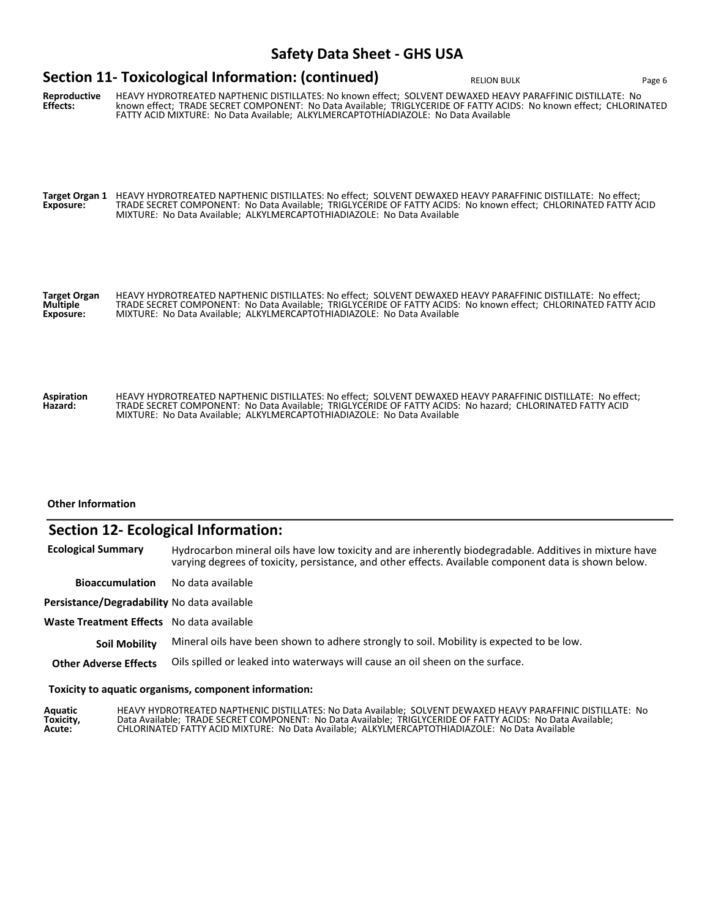## Section 11- Toxicological Information: (continued)

**Reproductive Effects:** HEAVY HYDROTREATED NAPTHENIC DISTILLATES: No known effect; SOLVENT DEWAXED HEAVY PARAFFINIC DISTILLATE: No known effect; TRADE SECRET COMPONENT: No Data Available; TRIGLYCERIDE OF FATTY ACIDS: No known effect; CHLORINATED FATTY ACID MIXTURE: No Data Available; ALKYLMERCAPTOTHIADIAZOLE: No Data Available

**Target Organ 1 Exposure:** HEAVY HYDROTREATED NAPTHENIC DISTILLATES: No effect; SOLVENT DEWAXED HEAVY PARAFFINIC DISTILLATE: No effect; TRADE SECRET COMPONENT: No Data Available; TRIGLYCERIDE OF FATTY ACIDS: No known effect; CHLORINATED FATTY ACID MIXTURE: No Data Available; ALKYLMERCAPTOTHIADIAZOLE: No Data Available

**Target Organ Multiple Exposure:** HEAVY HYDROTREATED NAPTHENIC DISTILLATES: No effect; SOLVENT DEWAXED HEAVY PARAFFINIC DISTILLATE: No effect; TRADE SECRET COMPONENT: No Data Available; TRIGLYCERIDE OF FATTY ACIDS: No known effect; CHLORINATED FATTY ACID MIXTURE: No Data Available; ALKYLMERCAPTOTHIADIAZOLE: No Data Available

**Aspiration Hazard:** HEAVY HYDROTREATED NAPTHENIC DISTILLATES: No effect; SOLVENT DEWAXED HEAVY PARAFFINIC DISTILLATE: No effect; TRADE SECRET COMPONENT: No Data Available; TRIGLYCERIDE OF FATTY ACIDS: No hazard; CHLORINATED FATTY ACID MIXTURE: No Data Available; ALKYLMERCAPTOTHIADIAZOLE: No Data Available

**Other Information**

## Section 12- Ecological Information:

**Ecological Summary** Hydrocarbon mineral oils have low toxicity and are inherently biodegradable. Additives in mixture have varying degrees of toxicity, persistance, and other effects. Available component data is shown below.

**Bioaccumulation** No data available

**Persistance/Degradability** No data available

**Waste Treatment Effects** No data available

**Soil Mobility** Mineral oils have been shown to adhere strongly to soil. Mobility is expected to be low.

**Other Adverse Effects** Oils spilled or leaked into waterways will cause an oil sheen on the surface.

**Toxicity to aquatic organisms, component information:**

**Aquatic Toxicity, Acute:** HEAVY HYDROTREATED NAPTHENIC DISTILLATES: No Data Available; SOLVENT DEWAXED HEAVY PARAFFINIC DISTILLATE: No Data Available; TRADE SECRET COMPONENT: No Data Available; TRIGLYCERIDE OF FATTY ACIDS: No Data Available; CHLORINATED FATTY ACID MIXTURE: No Data Available; ALKYLMERCAPTOTHIADIAZOLE: No Data Available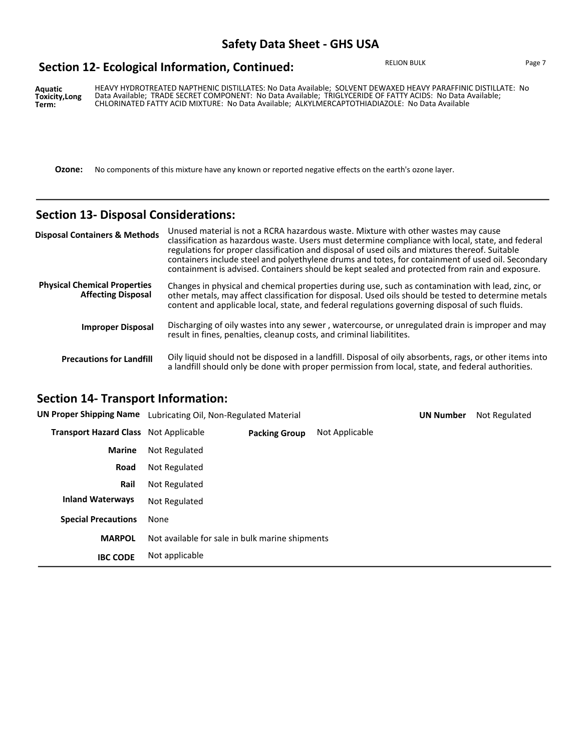## Section 12- Ecological Information, Continued:

**Aquatic Toxicity,Long Term:** HEAVY HYDROTREATED NAPTHENIC DISTILLATES: No Data Available; SOLVENT DEWAXED HEAVY PARAFFINIC DISTILLATE: No Data Available; TRADE SECRET COMPONENT: No Data Available; TRIGLYCERIDE OF FATTY ACIDS: No Data Available; CHLORINATED FATTY ACID MIXTURE: No Data Available; ALKYLMERCAPTOTHIADIAZOLE: No Data Available

**Ozone:** No components of this mixture have any known or reported negative effects on the earth's ozone layer.

## Section 13- Disposal Considerations:

**Disposal Containers & Methods**
Unused material is not a RCRA hazardous waste. Mixture with other wastes may cause classification as hazardous waste. Users must determine compliance with local, state, and federal regulations for proper classification and disposal of used oils and mixtures thereof. Suitable containers include steel and polyethylene drums and totes, for containment of used oil. Secondary containment is advised. Containers should be kept sealed and protected from rain and exposure.

**Physical Chemical Properties Affecting Disposal**
Changes in physical and chemical properties during use, such as contamination with lead, zinc, or other metals, may affect classification for disposal. Used oils should be tested to determine metals content and applicable local, state, and federal regulations governing disposal of such fluids.

**Improper Disposal**
Discharging of oily wastes into any sewer , watercourse, or unregulated drain is improper and may result in fines, penalties, cleanup costs, and criminal liabilitites.

**Precautions for Landfill**
Oily liquid should not be disposed in a landfill. Disposal of oily absorbents, rags, or other items into a landfill should only be done with proper permission from local, state, and federal authorities.

## Section 14- Transport Information:

| | |
|---|---|
| **UN Proper Shipping Name** | Lubricating Oil, Non-Regulated Material |
| **UN Number** | Not Regulated |
| **Transport Hazard Class** | Not Applicable |
| **Packing Group** | Not Applicable |
| **Marine** | Not Regulated |
| **Road** | Not Regulated |
| **Rail** | Not Regulated |
| **Inland Waterways** | Not Regulated |
| **Special Precautions** | None |
| **MARPOL** | Not available for sale in bulk marine shipments |
| **IBC CODE** | Not applicable |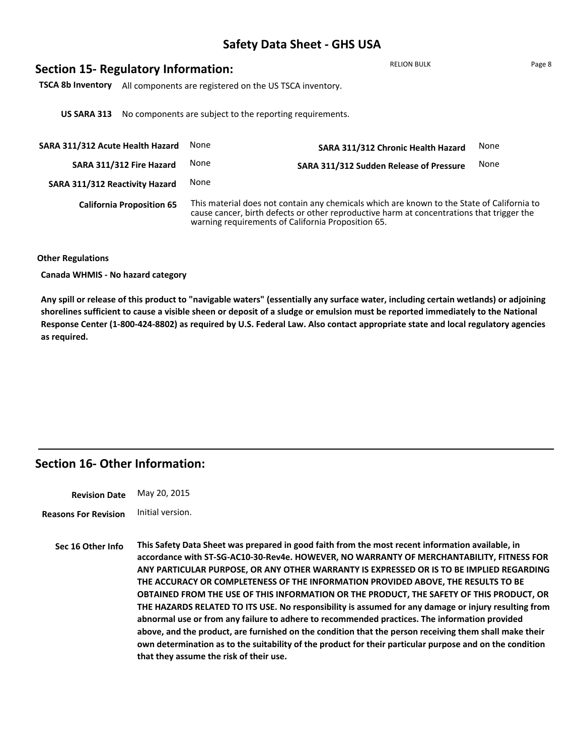## Section 15- Regulatory Information:

**TSCA 8b Inventory** All components are registered on the US TSCA inventory.

**US SARA 313** No components are subject to the reporting requirements.

| | | | |
|---|---|---|---|
| **SARA 311/312 Acute Health Hazard** | None | **SARA 311/312 Chronic Health Hazard** | None |
| **SARA 311/312 Fire Hazard** | None | **SARA 311/312 Sudden Release of Pressure** | None |
| **SARA 311/312 Reactivity Hazard** | None | | |

**California Proposition 65** This material does not contain any chemicals which are known to the State of California to cause cancer, birth defects or other reproductive harm at concentrations that trigger the warning requirements of California Proposition 65.

**Other Regulations**

**Canada WHMIS - No hazard category**

**Any spill or release of this product to "navigable waters" (essentially any surface water, including certain wetlands) or adjoining shorelines sufficient to cause a visible sheen or deposit of a sludge or emulsion must be reported immediately to the National Response Center (1-800-424-8802) as required by U.S. Federal Law. Also contact appropriate state and local regulatory agencies as required.**

## Section 16- Other Information:

**Revision Date** May 20, 2015

**Reasons For Revision** Initial version.

**Sec 16 Other Info** **This Safety Data Sheet was prepared in good faith from the most recent information available, in accordance with ST-SG-AC10-30-Rev4e. HOWEVER, NO WARRANTY OF MERCHANTABILITY, FITNESS FOR ANY PARTICULAR PURPOSE, OR ANY OTHER WARRANTY IS EXPRESSED OR IS TO BE IMPLIED REGARDING THE ACCURACY OR COMPLETENESS OF THE INFORMATION PROVIDED ABOVE, THE RESULTS TO BE OBTAINED FROM THE USE OF THIS INFORMATION OR THE PRODUCT, THE SAFETY OF THIS PRODUCT, OR THE HAZARDS RELATED TO ITS USE. No responsibility is assumed for any damage or injury resulting from abnormal use or from any failure to adhere to recommended practices. The information provided above, and the product, are furnished on the condition that the person receiving them shall make their own determination as to the suitability of the product for their particular purpose and on the condition that they assume the risk of their use.**